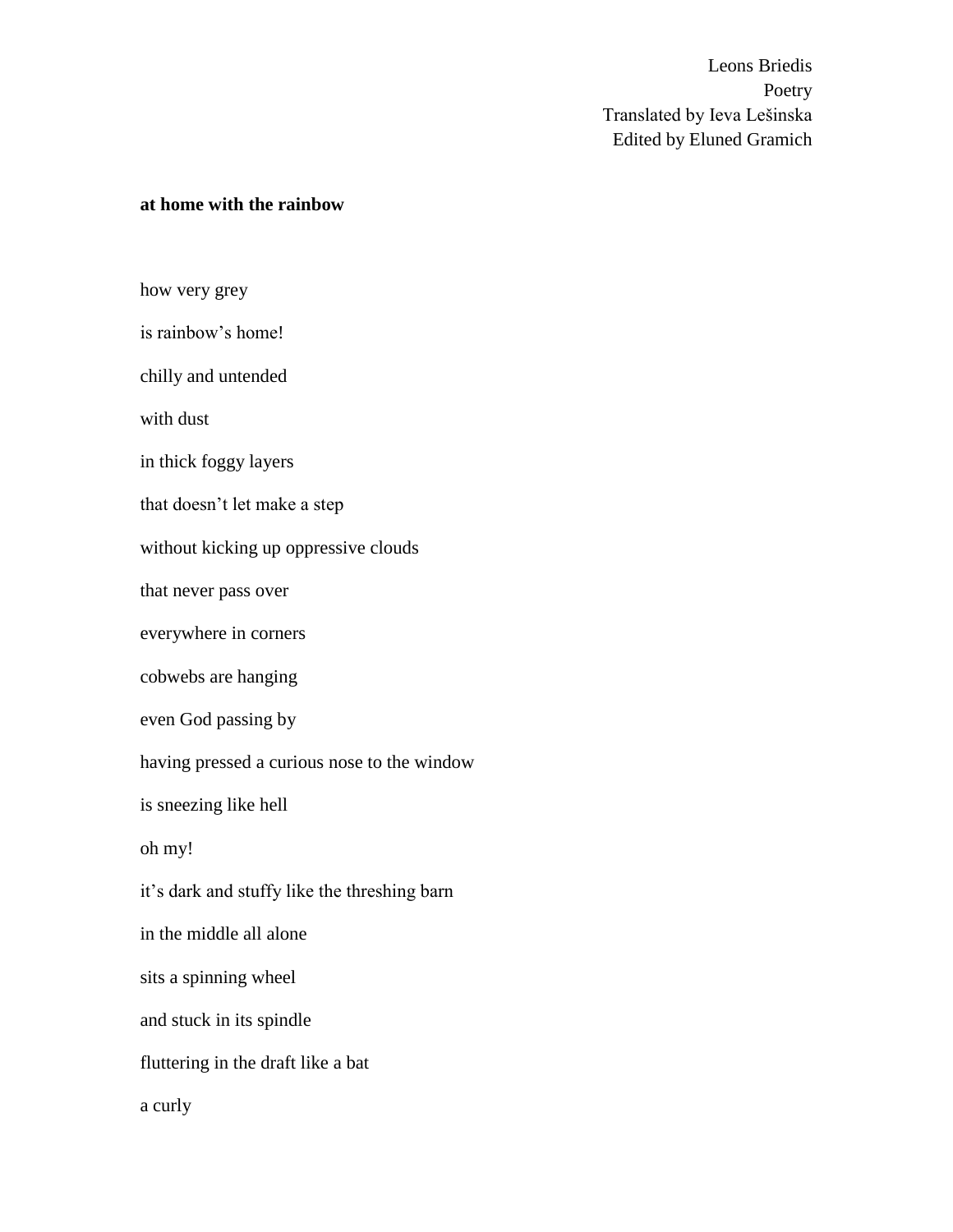Leons Briedis
Poetry
Translated by Ieva Lešinska
Edited by Eluned Gramich

**at home with the rainbow**

how very grey

is rainbow's home!

chilly and untended

with dust

in thick foggy layers

that doesn't let make a step

without kicking up oppressive clouds

that never pass over

everywhere in corners

cobwebs are hanging

even God passing by

having pressed a curious nose to the window

is sneezing like hell

oh my!

it's dark and stuffy like the threshing barn

in the middle all alone

sits a spinning wheel

and stuck in its spindle

fluttering in the draft like a bat

a curly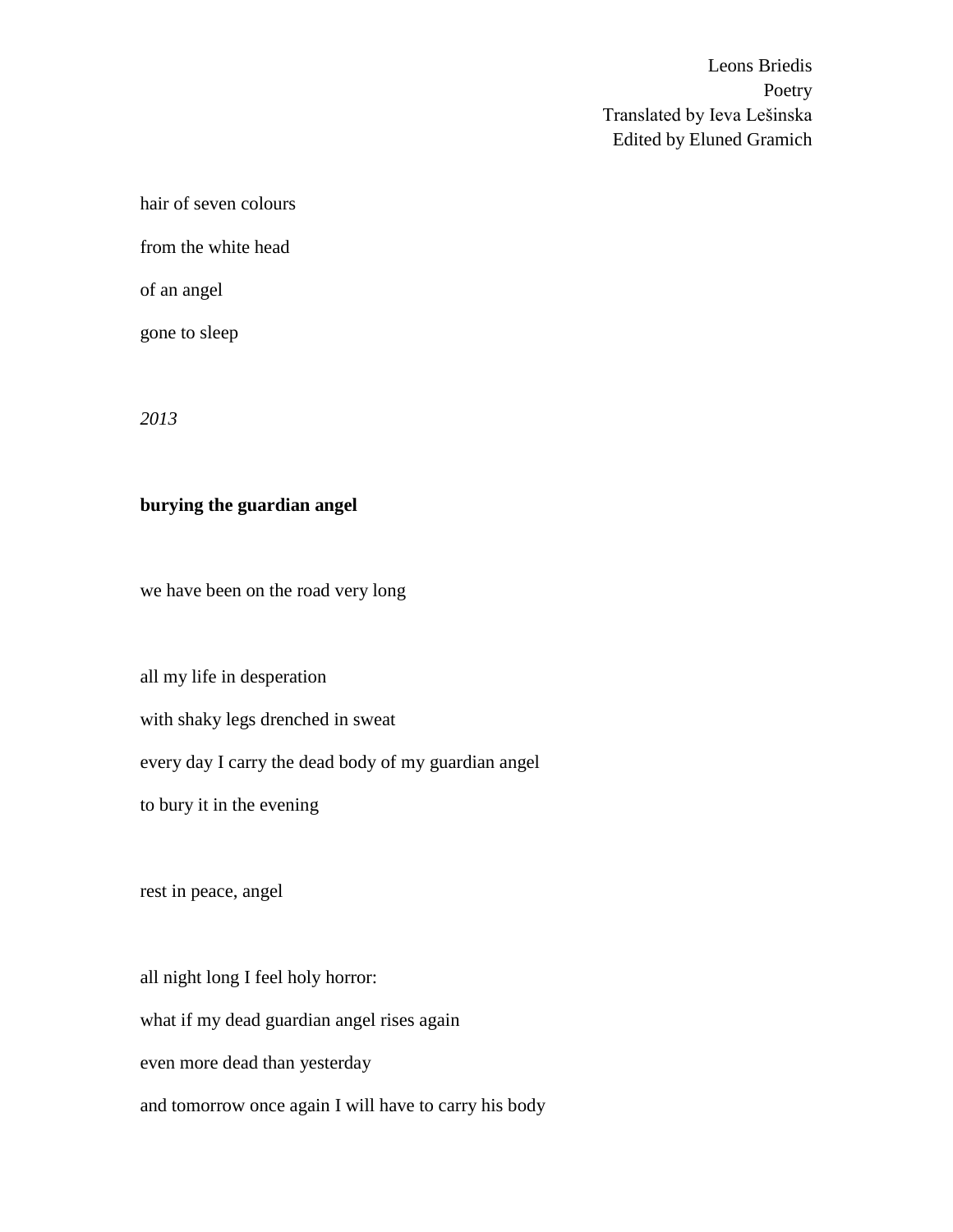hair of seven colours  
from the white head  
of an angel  
gone to sleep

*2013*

**burying the guardian angel**

we have been on the road very long

all my life in desperation  
with shaky legs drenched in sweat  
every day I carry the dead body of my guardian angel  
to bury it in the evening

rest in peace, angel

all night long I feel holy horror:  
what if my dead guardian angel rises again  
even more dead than yesterday  
and tomorrow once again I will have to carry his body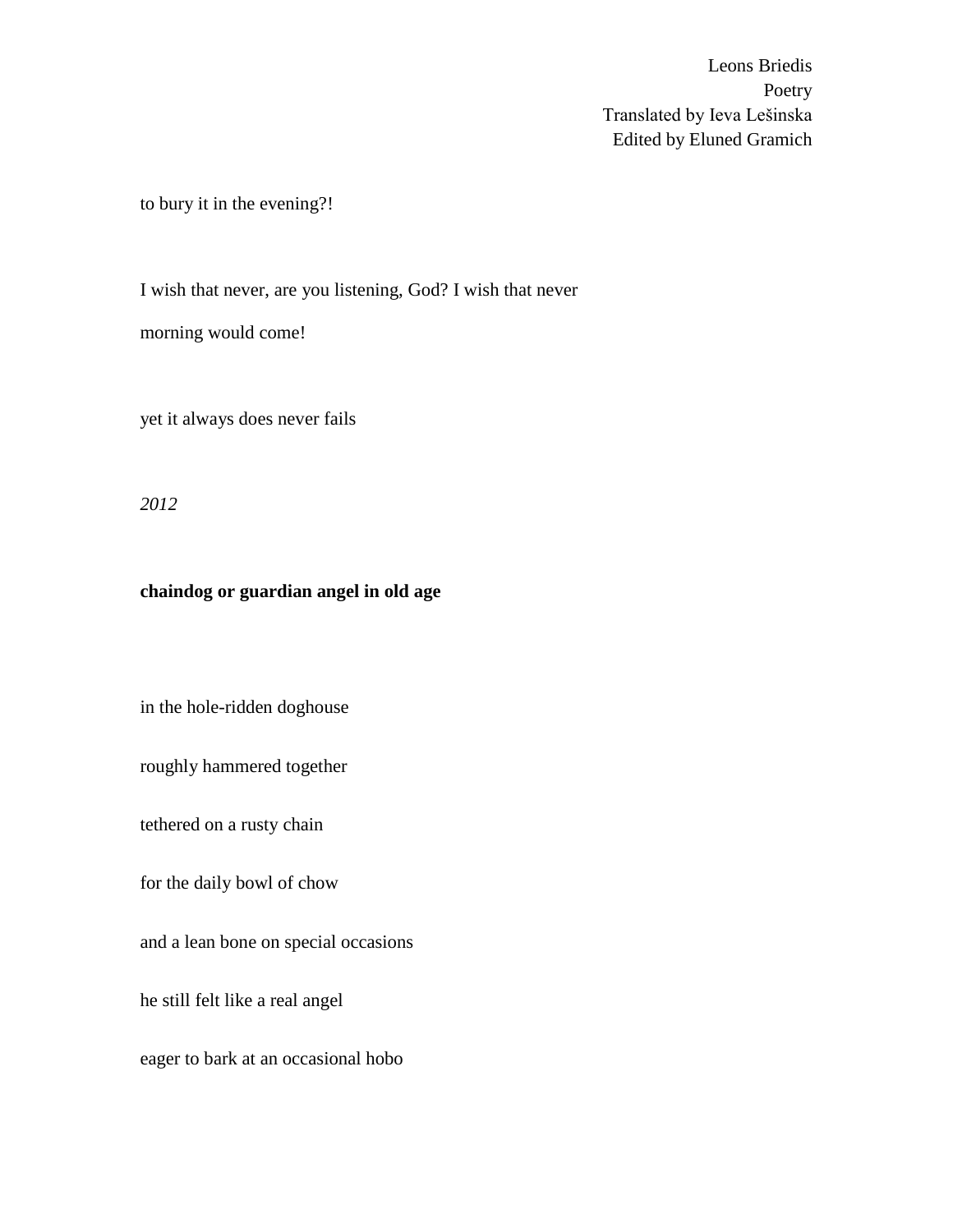to bury it in the evening?!

I wish that never, are you listening, God? I wish that never

morning would come!

yet it always does never fails

*2012*

**chaindog or guardian angel in old age**

in the hole-ridden doghouse

roughly hammered together

tethered on a rusty chain

for the daily bowl of chow

and a lean bone on special occasions

he still felt like a real angel

eager to bark at an occasional hobo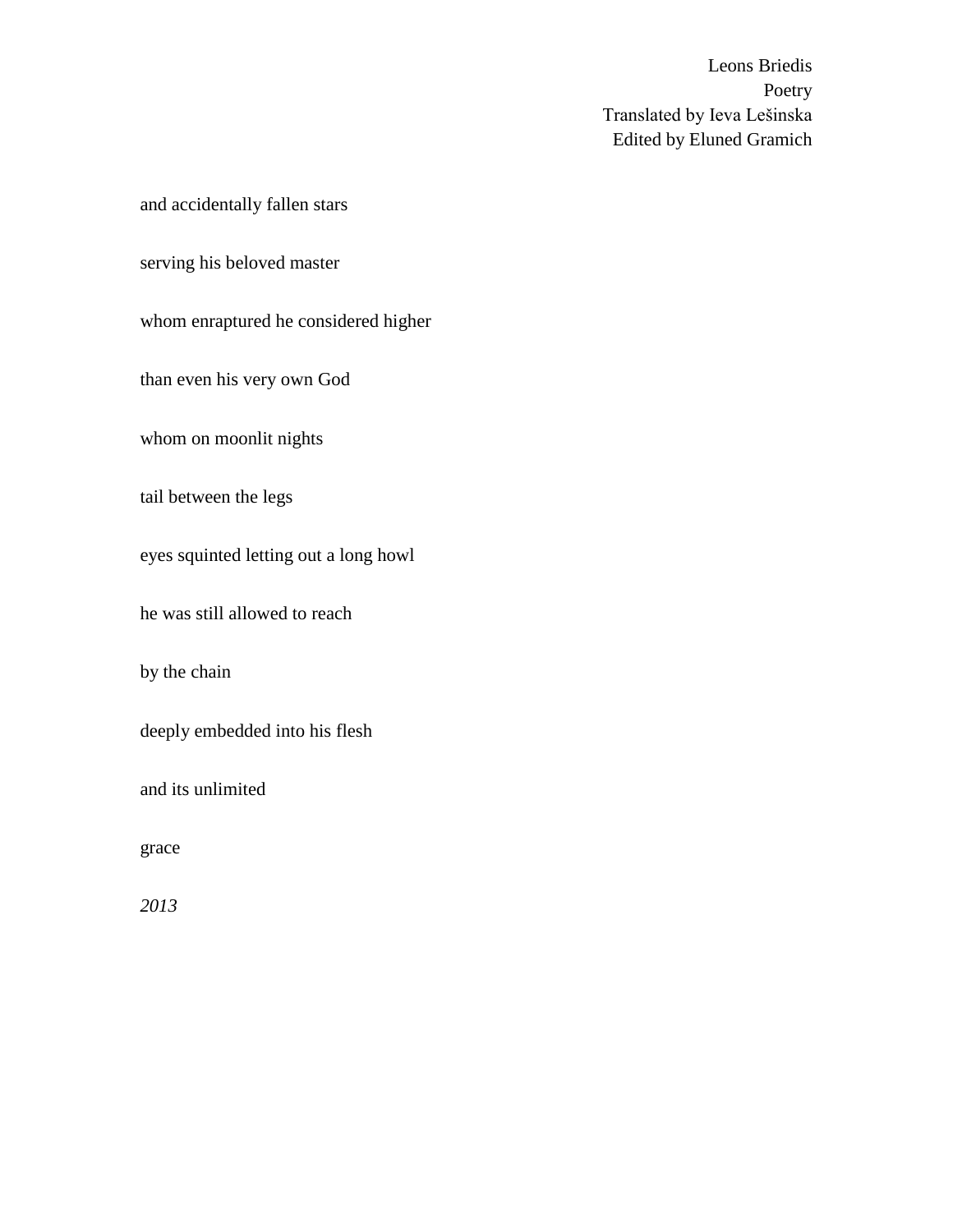and accidentally fallen stars

serving his beloved master

whom enraptured he considered higher

than even his very own God

whom on moonlit nights

tail between the legs

eyes squinted letting out a long howl

he was still allowed to reach

by the chain

deeply embedded into his flesh

and its unlimited

grace

*2013*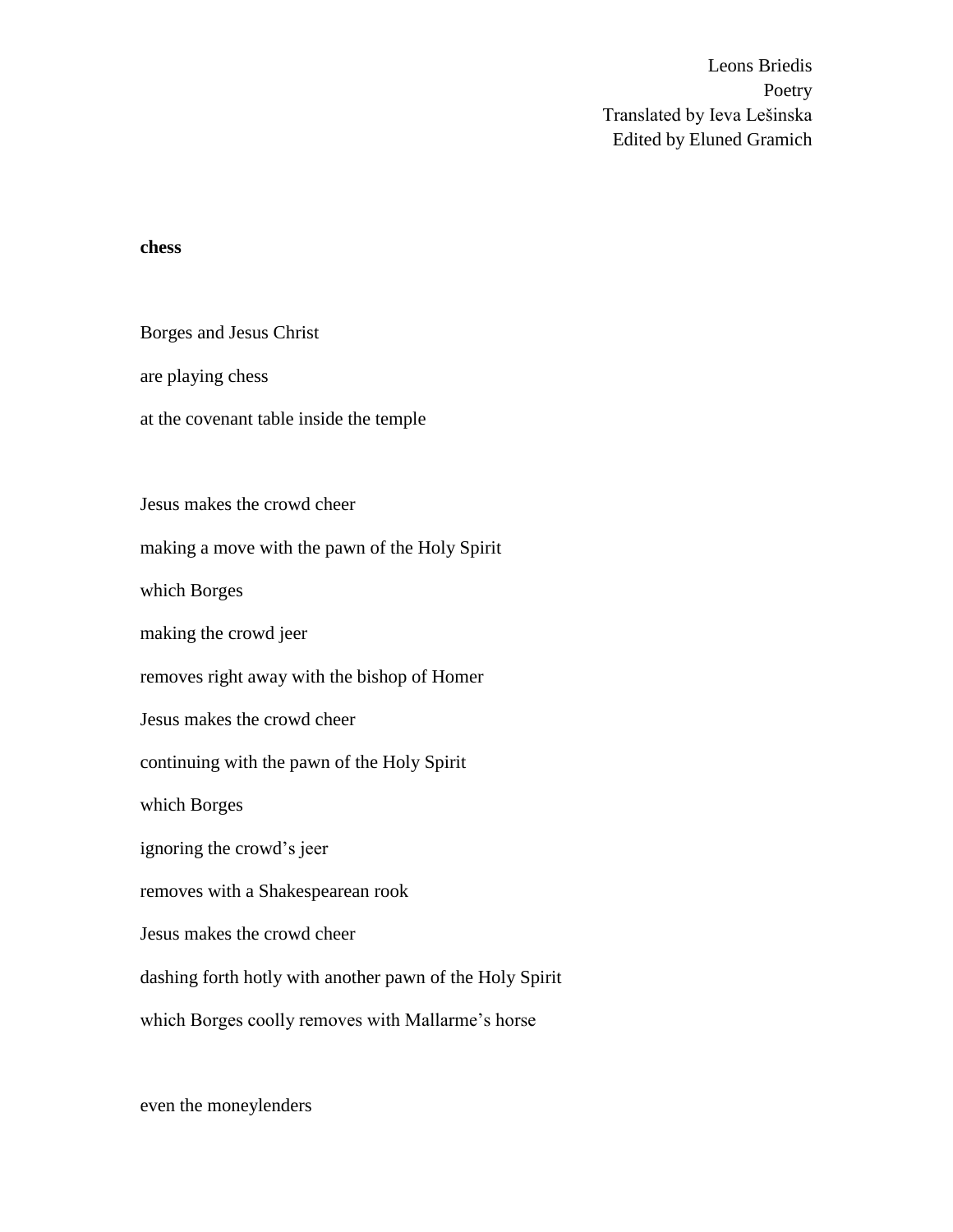**chess**

Borges and Jesus Christ

are playing chess

at the covenant table inside the temple

Jesus makes the crowd cheer

making a move with the pawn of the Holy Spirit

which Borges

making the crowd jeer

removes right away with the bishop of Homer

Jesus makes the crowd cheer

continuing with the pawn of the Holy Spirit

which Borges

ignoring the crowd's jeer

removes with a Shakespearean rook

Jesus makes the crowd cheer

dashing forth hotly with another pawn of the Holy Spirit

which Borges coolly removes with Mallarme's horse

even the moneylenders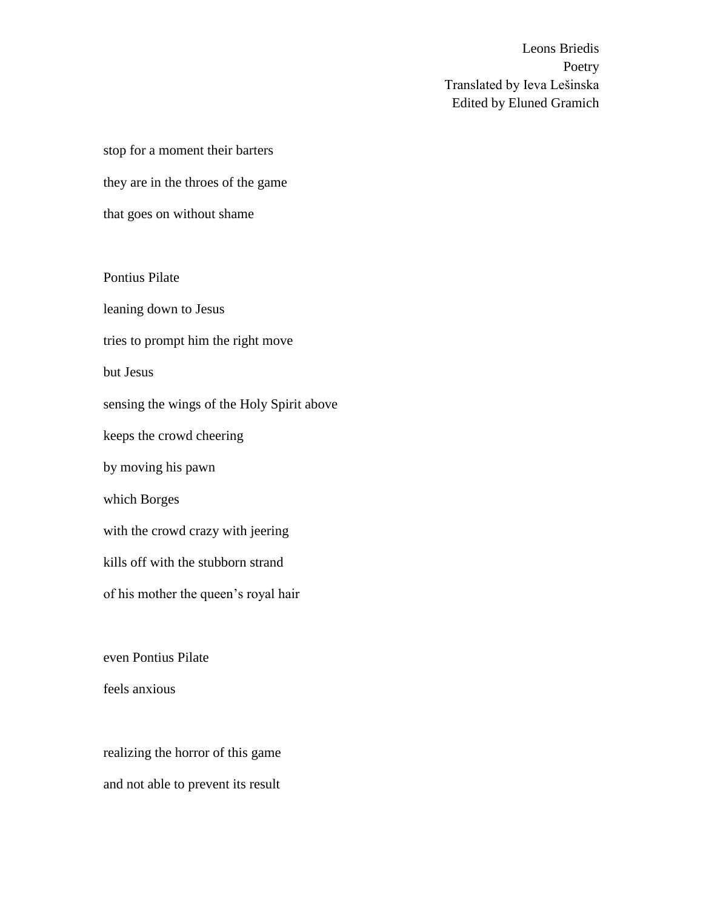stop for a moment their barters
they are in the throes of the game
that goes on without shame

Pontius Pilate
leaning down to Jesus
tries to prompt him the right move
but Jesus
sensing the wings of the Holy Spirit above
keeps the crowd cheering
by moving his pawn
which Borges
with the crowd crazy with jeering
kills off with the stubborn strand
of his mother the queen's royal hair

even Pontius Pilate
feels anxious

realizing the horror of this game
and not able to prevent its result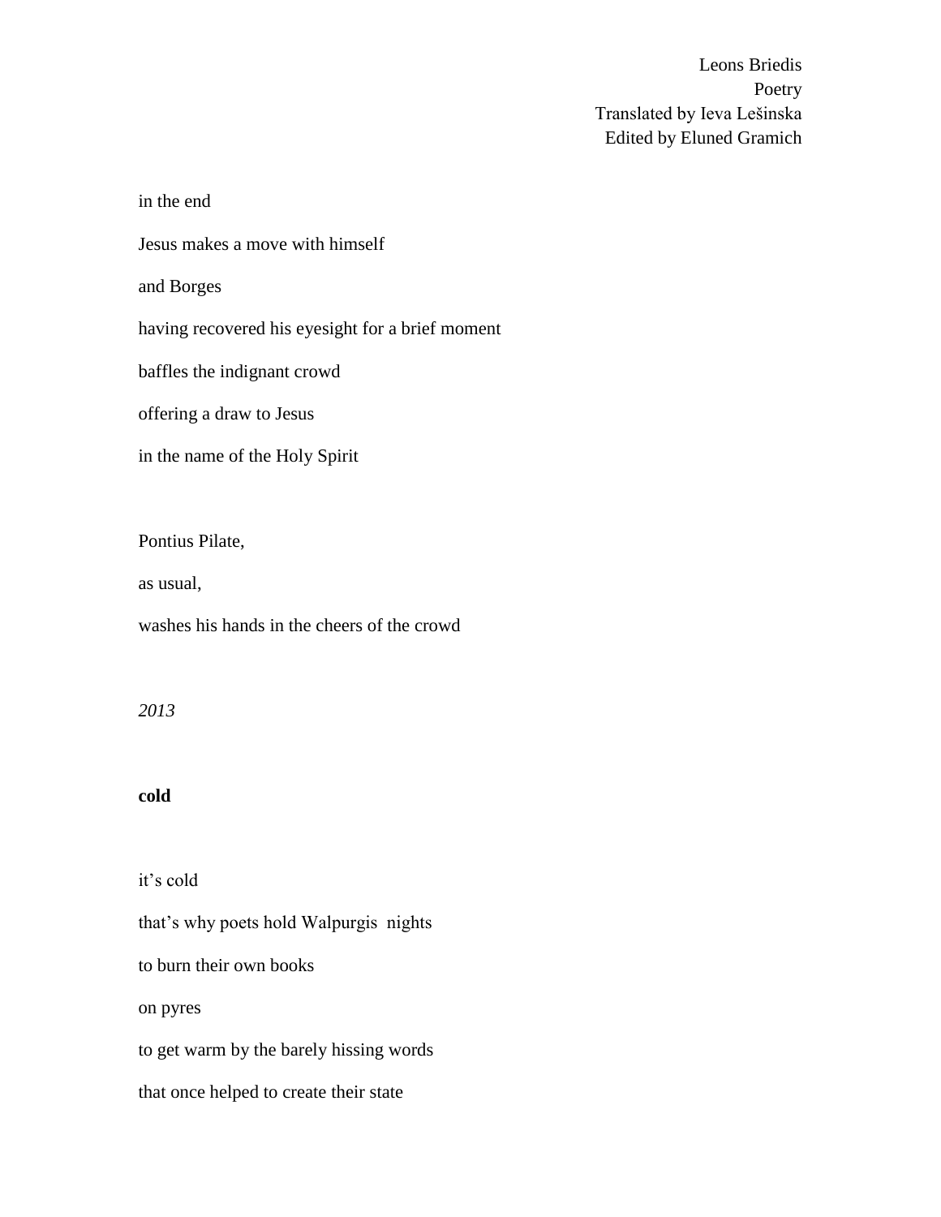in the end

Jesus makes a move with himself

and Borges

having recovered his eyesight for a brief moment

baffles the indignant crowd

offering a draw to Jesus

in the name of the Holy Spirit

Pontius Pilate,

as usual,

washes his hands in the cheers of the crowd

*2013*

**cold**

it's cold

that's why poets hold Walpurgis nights

to burn their own books

on pyres

to get warm by the barely hissing words

that once helped to create their state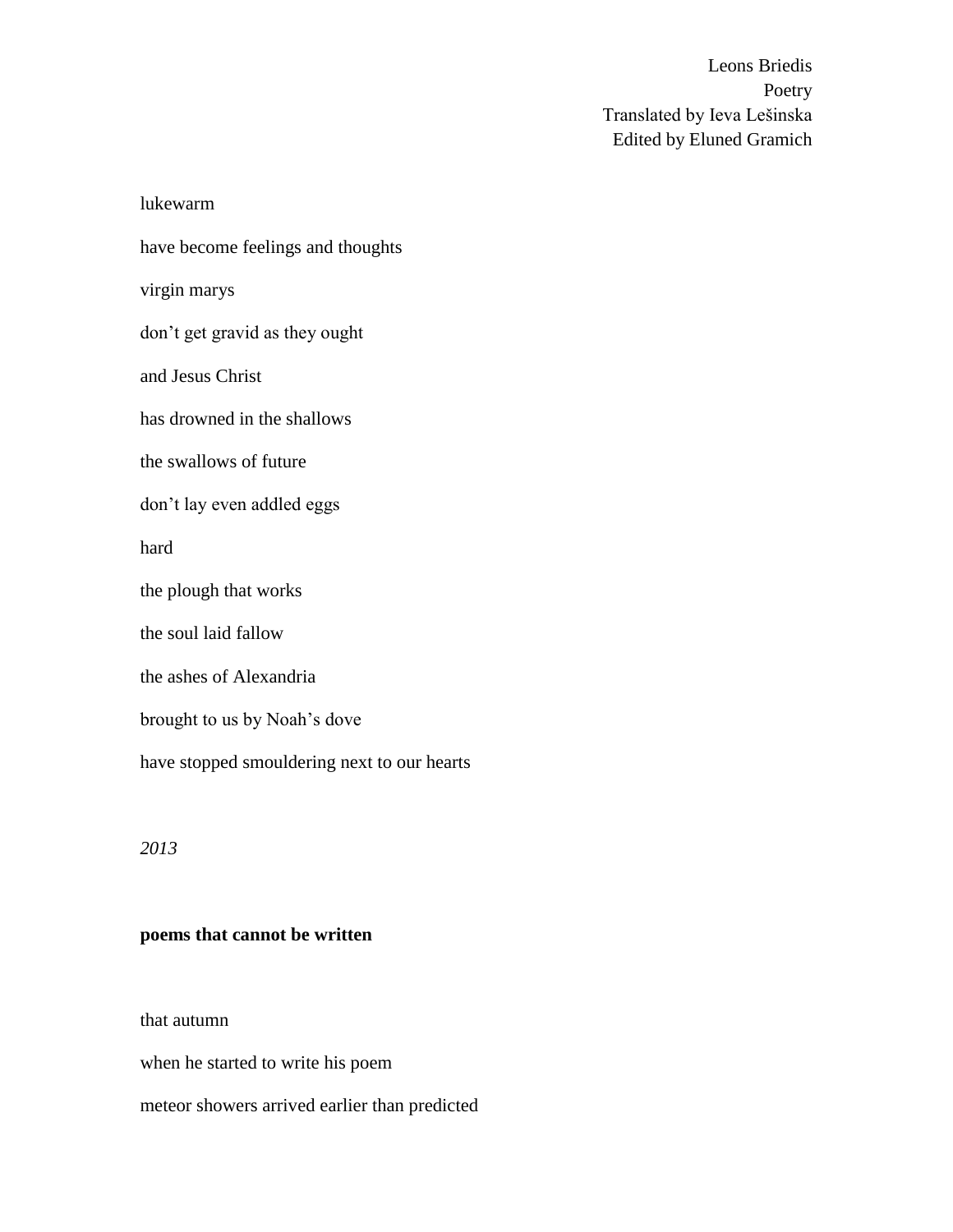Leons Briedis
Poetry
Translated by Ieva Lešinska
Edited by Eluned Gramich

lukewarm

have become feelings and thoughts

virgin marys

don't get gravid as they ought

and Jesus Christ

has drowned in the shallows

the swallows of future

don't lay even addled eggs

hard

the plough that works

the soul laid fallow

the ashes of Alexandria

brought to us by Noah's dove

have stopped smouldering next to our hearts

*2013*

**poems that cannot be written**

that autumn

when he started to write his poem

meteor showers arrived earlier than predicted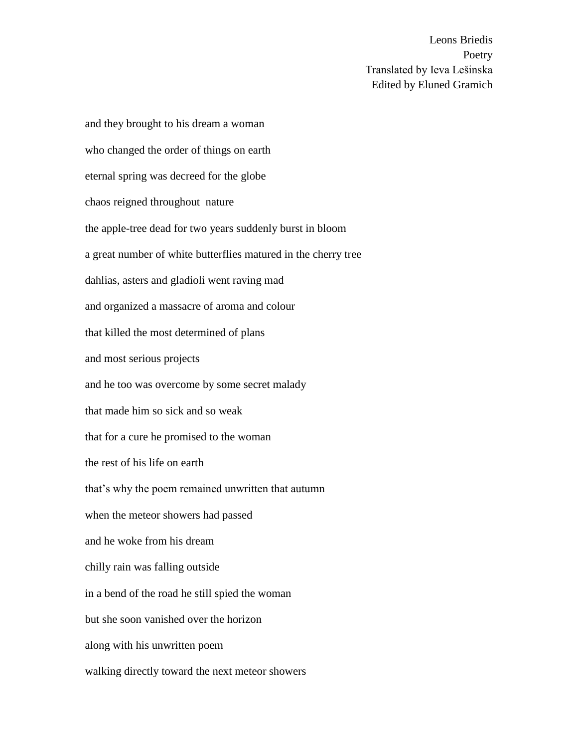and they brought to his dream a woman

who changed the order of things on earth

eternal spring was decreed for the globe

chaos reigned throughout nature

the apple-tree dead for two years suddenly burst in bloom

a great number of white butterflies matured in the cherry tree

dahlias, asters and gladioli went raving mad

and organized a massacre of aroma and colour

that killed the most determined of plans

and most serious projects

and he too was overcome by some secret malady

that made him so sick and so weak

that for a cure he promised to the woman

the rest of his life on earth

that's why the poem remained unwritten that autumn

when the meteor showers had passed

and he woke from his dream

chilly rain was falling outside

in a bend of the road he still spied the woman

but she soon vanished over the horizon

along with his unwritten poem

walking directly toward the next meteor showers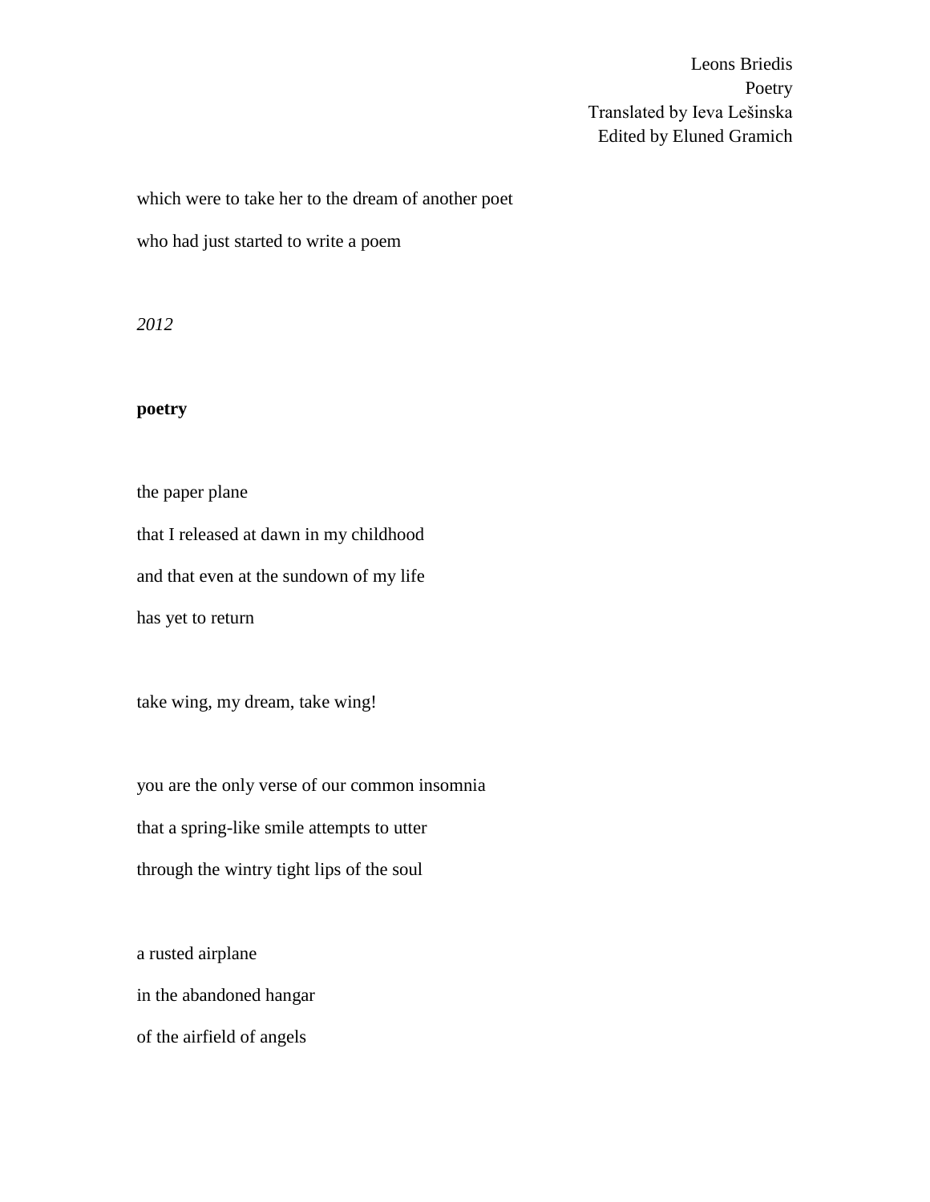which were to take her to the dream of another poet

who had just started to write a poem

*2012*

**poetry**

the paper plane

that I released at dawn in my childhood

and that even at the sundown of my life

has yet to return

take wing, my dream, take wing!

you are the only verse of our common insomnia

that a spring-like smile attempts to utter

through the wintry tight lips of the soul

a rusted airplane

in the abandoned hangar

of the airfield of angels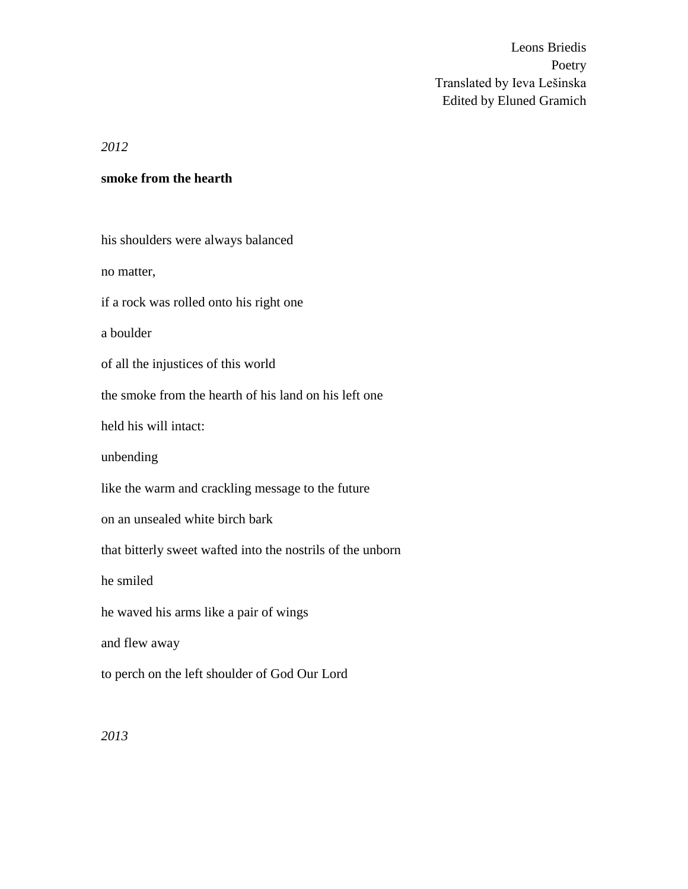*2012*

**smoke from the hearth**

his shoulders were always balanced

no matter,

if a rock was rolled onto his right one

a boulder

of all the injustices of this world

the smoke from the hearth of his land on his left one

held his will intact:

unbending

like the warm and crackling message to the future

on an unsealed white birch bark

that bitterly sweet wafted into the nostrils of the unborn

he smiled

he waved his arms like a pair of wings

and flew away

to perch on the left shoulder of God Our Lord

*2013*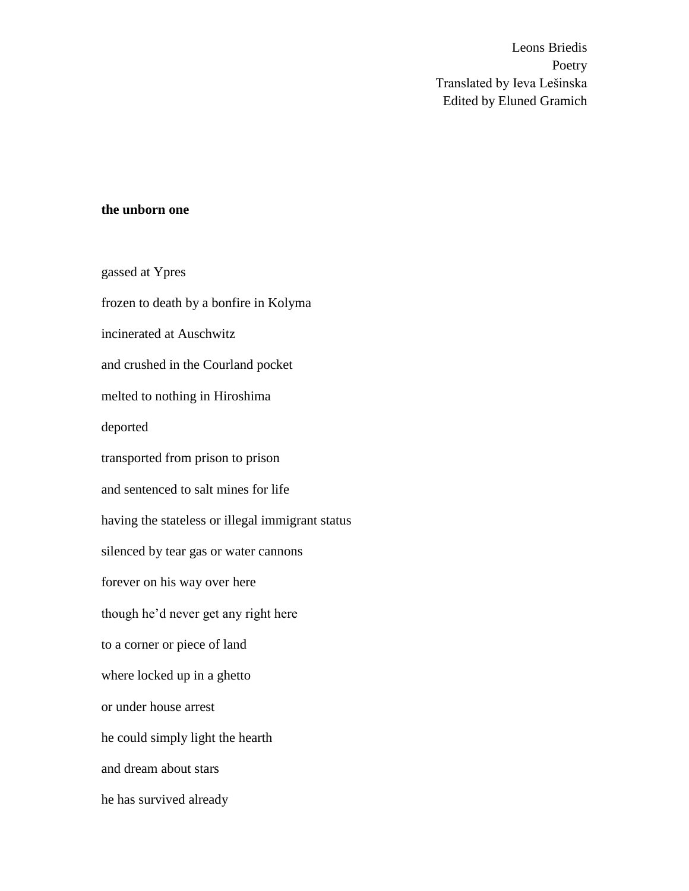Leons Briedis
Poetry
Translated by Ieva Lešinska
Edited by Eluned Gramich

**the unborn one**

gassed at Ypres

frozen to death by a bonfire in Kolyma

incinerated at Auschwitz

and crushed in the Courland pocket

melted to nothing in Hiroshima

deported

transported from prison to prison

and sentenced to salt mines for life

having the stateless or illegal immigrant status

silenced by tear gas or water cannons

forever on his way over here

though he'd never get any right here

to a corner or piece of land

where locked up in a ghetto

or under house arrest

he could simply light the hearth

and dream about stars

he has survived already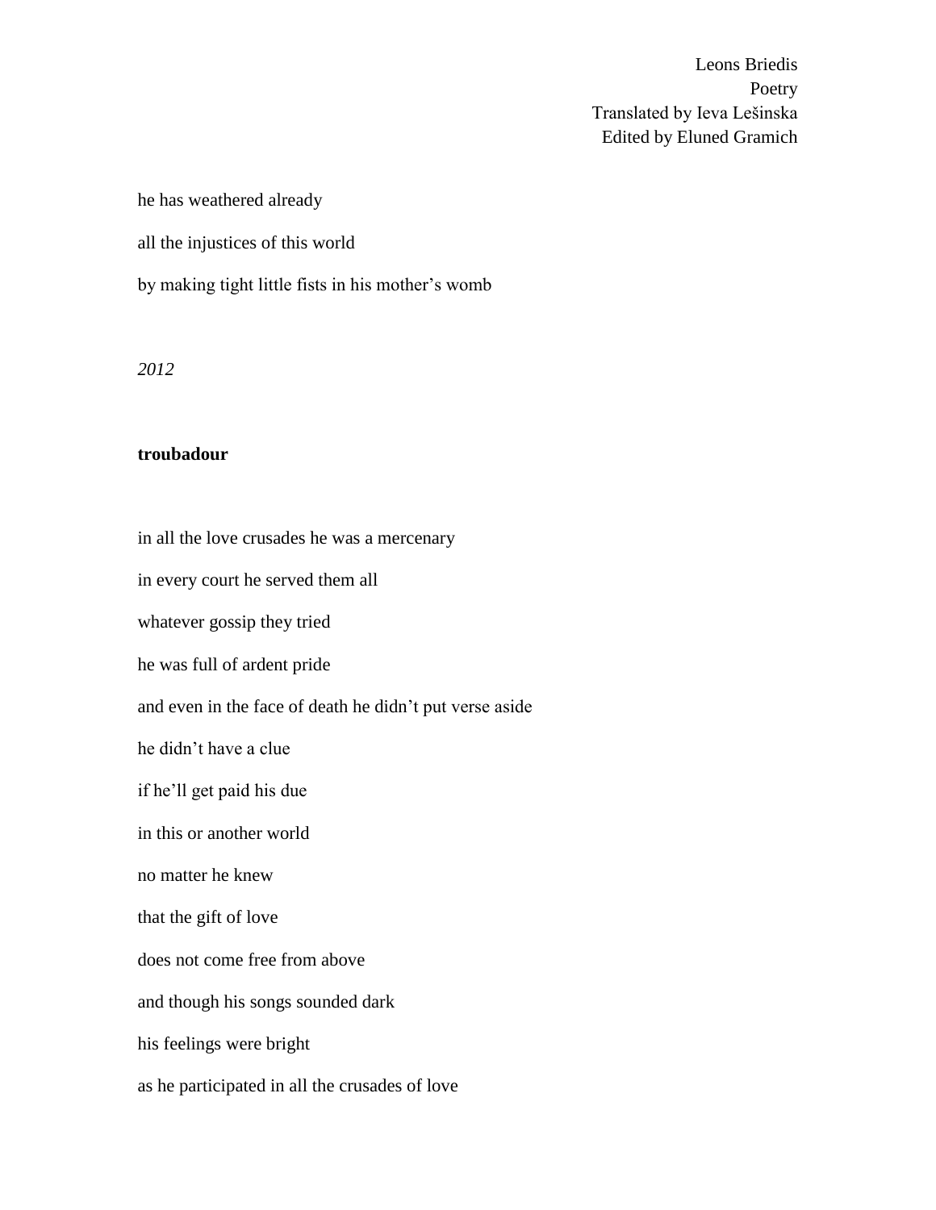he has weathered already

all the injustices of this world

by making tight little fists in his mother's womb

*2012*

**troubadour**

in all the love crusades he was a mercenary

in every court he served them all

whatever gossip they tried

he was full of ardent pride

and even in the face of death he didn't put verse aside

he didn't have a clue

if he'll get paid his due

in this or another world

no matter he knew

that the gift of love

does not come free from above

and though his songs sounded dark

his feelings were bright

as he participated in all the crusades of love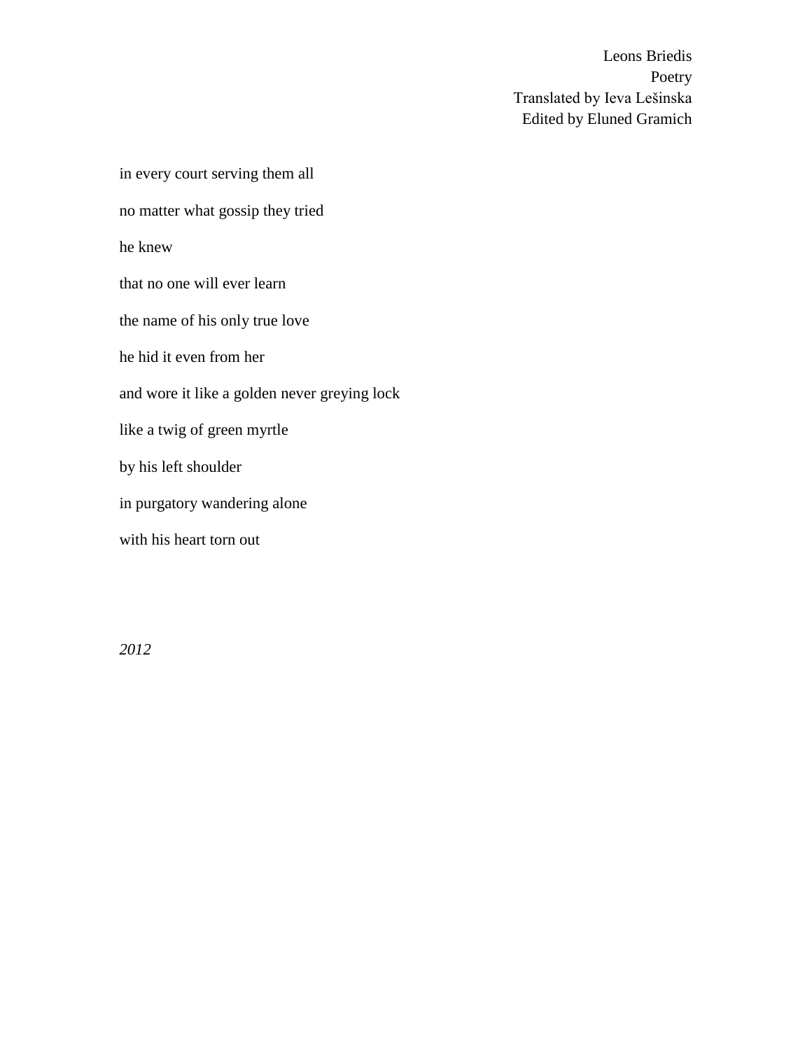in every court serving them all

no matter what gossip they tried

he knew

that no one will ever learn

the name of his only true love

he hid it even from her

and wore it like a golden never greying lock

like a twig of green myrtle

by his left shoulder

in purgatory wandering alone

with his heart torn out

*2012*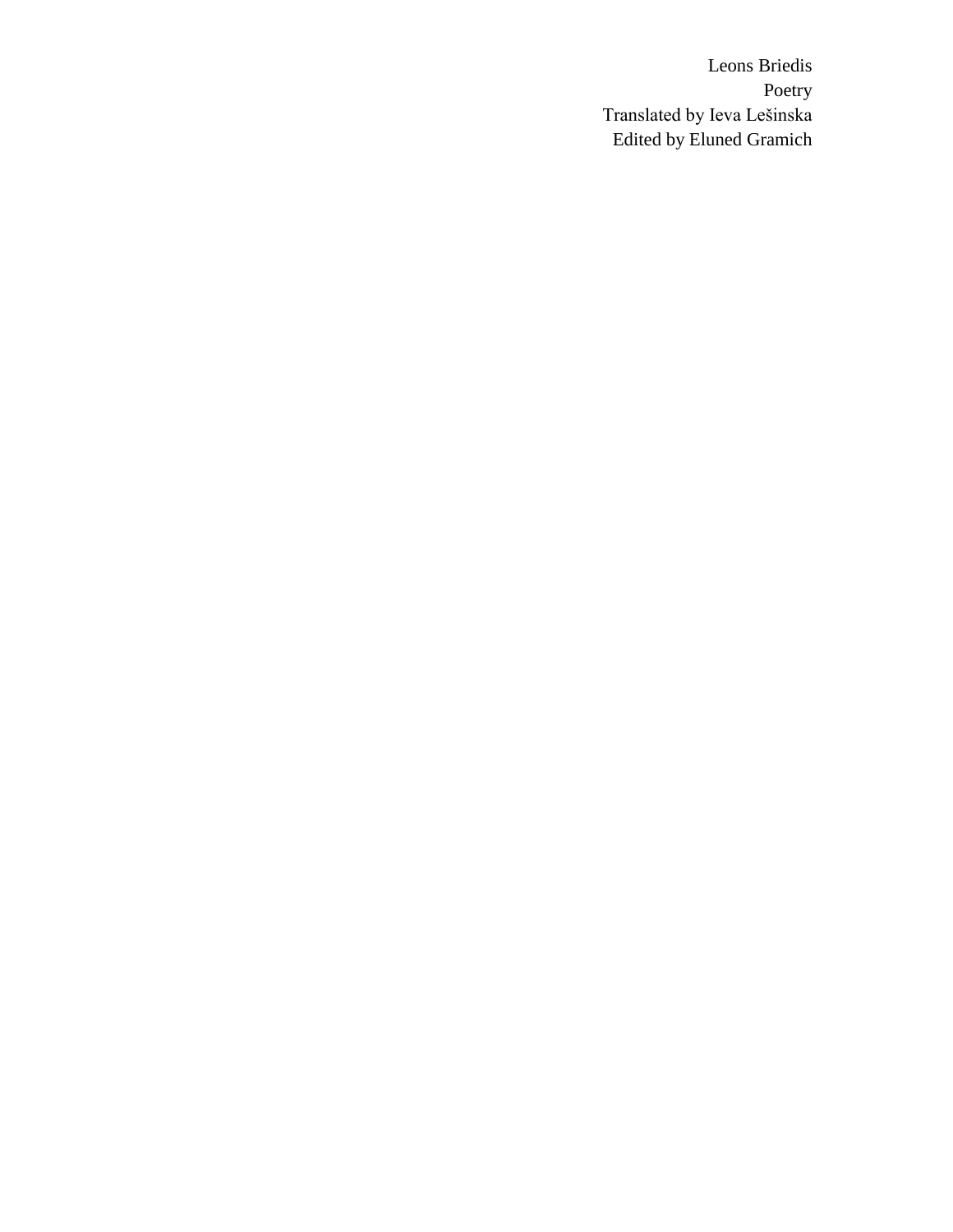Leons Briedis
Poetry
Translated by Ieva Lešinska
Edited by Eluned Gramich